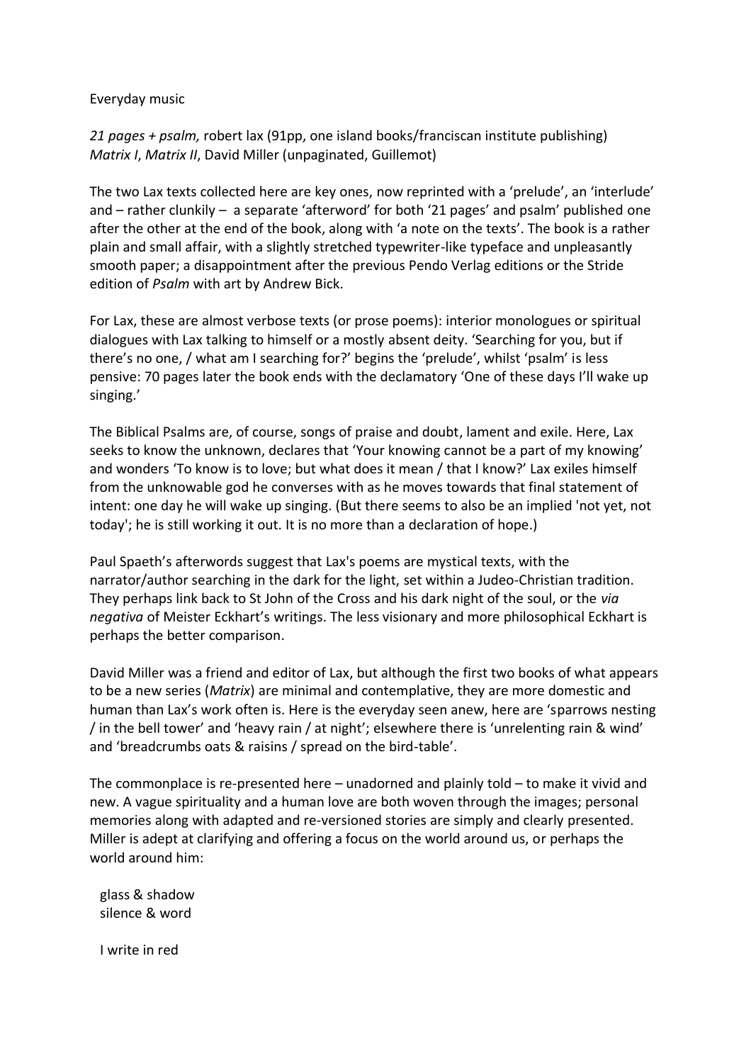Everyday music

*21 pages + psalm,* robert lax (91pp, one island books/franciscan institute publishing)
*Matrix I*, *Matrix II*, David Miller (unpaginated, Guillemot)

The two Lax texts collected here are key ones, now reprinted with a 'prelude', an 'interlude' and – rather clunkily – a separate 'afterword' for both '21 pages' and psalm' published one after the other at the end of the book, along with 'a note on the texts'. The book is a rather plain and small affair, with a slightly stretched typewriter-like typeface and unpleasantly smooth paper; a disappointment after the previous Pendo Verlag editions or the Stride edition of *Psalm* with art by Andrew Bick.

For Lax, these are almost verbose texts (or prose poems): interior monologues or spiritual dialogues with Lax talking to himself or a mostly absent deity. 'Searching for you, but if there's no one, / what am I searching for?' begins the 'prelude', whilst 'psalm' is less pensive: 70 pages later the book ends with the declamatory 'One of these days I'll wake up singing.'

The Biblical Psalms are, of course, songs of praise and doubt, lament and exile. Here, Lax seeks to know the unknown, declares that 'Your knowing cannot be a part of my knowing' and wonders 'To know is to love; but what does it mean / that I know?' Lax exiles himself from the unknowable god he converses with as he moves towards that final statement of intent: one day he will wake up singing. (But there seems to also be an implied 'not yet, not today'; he is still working it out. It is no more than a declaration of hope.)

Paul Spaeth's afterwords suggest that Lax's poems are mystical texts, with the narrator/author searching in the dark for the light, set within a Judeo-Christian tradition. They perhaps link back to St John of the Cross and his dark night of the soul, or the *via negativa* of Meister Eckhart's writings. The less visionary and more philosophical Eckhart is perhaps the better comparison.

David Miller was a friend and editor of Lax, but although the first two books of what appears to be a new series (*Matrix*) are minimal and contemplative, they are more domestic and human than Lax's work often is. Here is the everyday seen anew, here are 'sparrows nesting / in the bell tower' and 'heavy rain / at night'; elsewhere there is 'unrelenting rain & wind' and 'breadcrumbs oats & raisins / spread on the bird-table'.

The commonplace is re-presented here – unadorned and plainly told – to make it vivid and new. A vague spirituality and a human love are both woven through the images; personal memories along with adapted and re-versioned stories are simply and clearly presented. Miller is adept at clarifying and offering a focus on the world around us, or perhaps the world around him:

> glass & shadow
> silence & word
>
> I write in red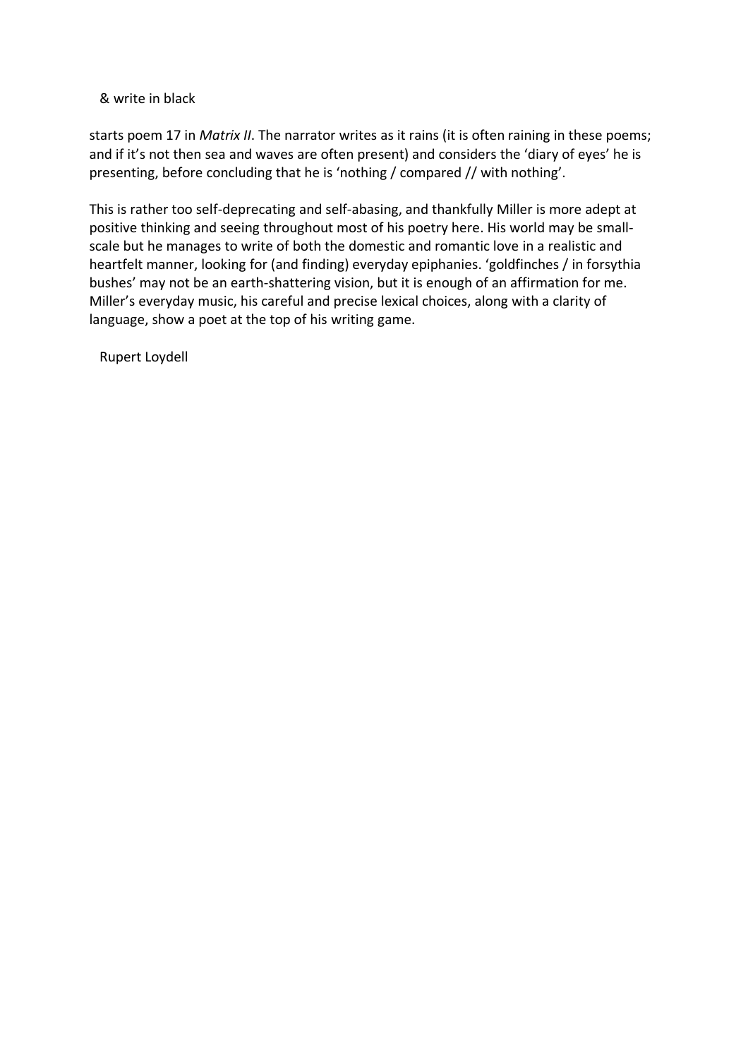& write in black

starts poem 17 in *Matrix II*. The narrator writes as it rains (it is often raining in these poems; and if it's not then sea and waves are often present) and considers the 'diary of eyes' he is presenting, before concluding that he is 'nothing / compared // with nothing'.

This is rather too self-deprecating and self-abasing, and thankfully Miller is more adept at positive thinking and seeing throughout most of his poetry here. His world may be small-scale but he manages to write of both the domestic and romantic love in a realistic and heartfelt manner, looking for (and finding) everyday epiphanies. 'goldfinches / in forsythia bushes' may not be an earth-shattering vision, but it is enough of an affirmation for me. Miller's everyday music, his careful and precise lexical choices, along with a clarity of language, show a poet at the top of his writing game.

Rupert Loydell